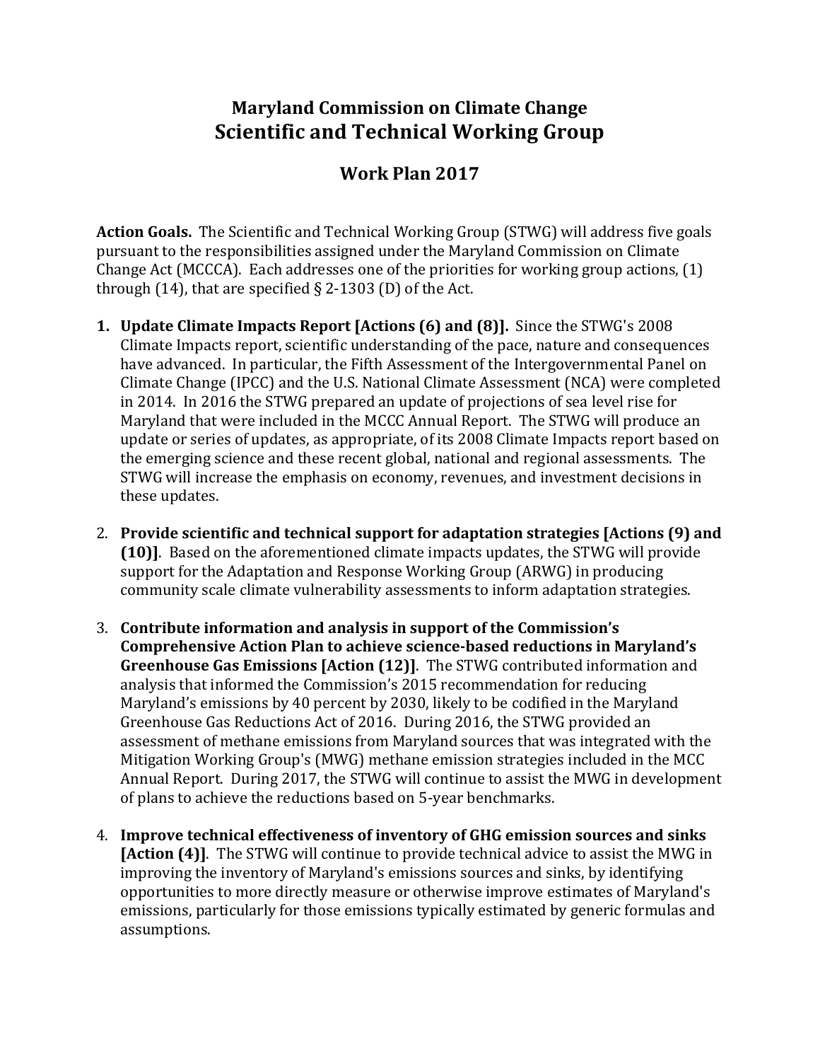# Maryland Commission on Climate Change
# Scientific and Technical Working Group

## Work Plan 2017

**Action Goals.** The Scientific and Technical Working Group (STWG) will address five goals pursuant to the responsibilities assigned under the Maryland Commission on Climate Change Act (MCCCA). Each addresses one of the priorities for working group actions, (1) through (14), that are specified § 2-1303 (D) of the Act.

1. **Update Climate Impacts Report [Actions (6) and (8)].** Since the STWG's 2008 Climate Impacts report, scientific understanding of the pace, nature and consequences have advanced. In particular, the Fifth Assessment of the Intergovernmental Panel on Climate Change (IPCC) and the U.S. National Climate Assessment (NCA) were completed in 2014. In 2016 the STWG prepared an update of projections of sea level rise for Maryland that were included in the MCCC Annual Report. The STWG will produce an update or series of updates, as appropriate, of its 2008 Climate Impacts report based on the emerging science and these recent global, national and regional assessments. The STWG will increase the emphasis on economy, revenues, and investment decisions in these updates.

2. **Provide scientific and technical support for adaptation strategies [Actions (9) and (10)]**. Based on the aforementioned climate impacts updates, the STWG will provide support for the Adaptation and Response Working Group (ARWG) in producing community scale climate vulnerability assessments to inform adaptation strategies.

3. **Contribute information and analysis in support of the Commission's Comprehensive Action Plan to achieve science-based reductions in Maryland's Greenhouse Gas Emissions [Action (12)]**. The STWG contributed information and analysis that informed the Commission's 2015 recommendation for reducing Maryland's emissions by 40 percent by 2030, likely to be codified in the Maryland Greenhouse Gas Reductions Act of 2016. During 2016, the STWG provided an assessment of methane emissions from Maryland sources that was integrated with the Mitigation Working Group's (MWG) methane emission strategies included in the MCC Annual Report. During 2017, the STWG will continue to assist the MWG in development of plans to achieve the reductions based on 5-year benchmarks.

4. **Improve technical effectiveness of inventory of GHG emission sources and sinks [Action (4)]**. The STWG will continue to provide technical advice to assist the MWG in improving the inventory of Maryland's emissions sources and sinks, by identifying opportunities to more directly measure or otherwise improve estimates of Maryland's emissions, particularly for those emissions typically estimated by generic formulas and assumptions.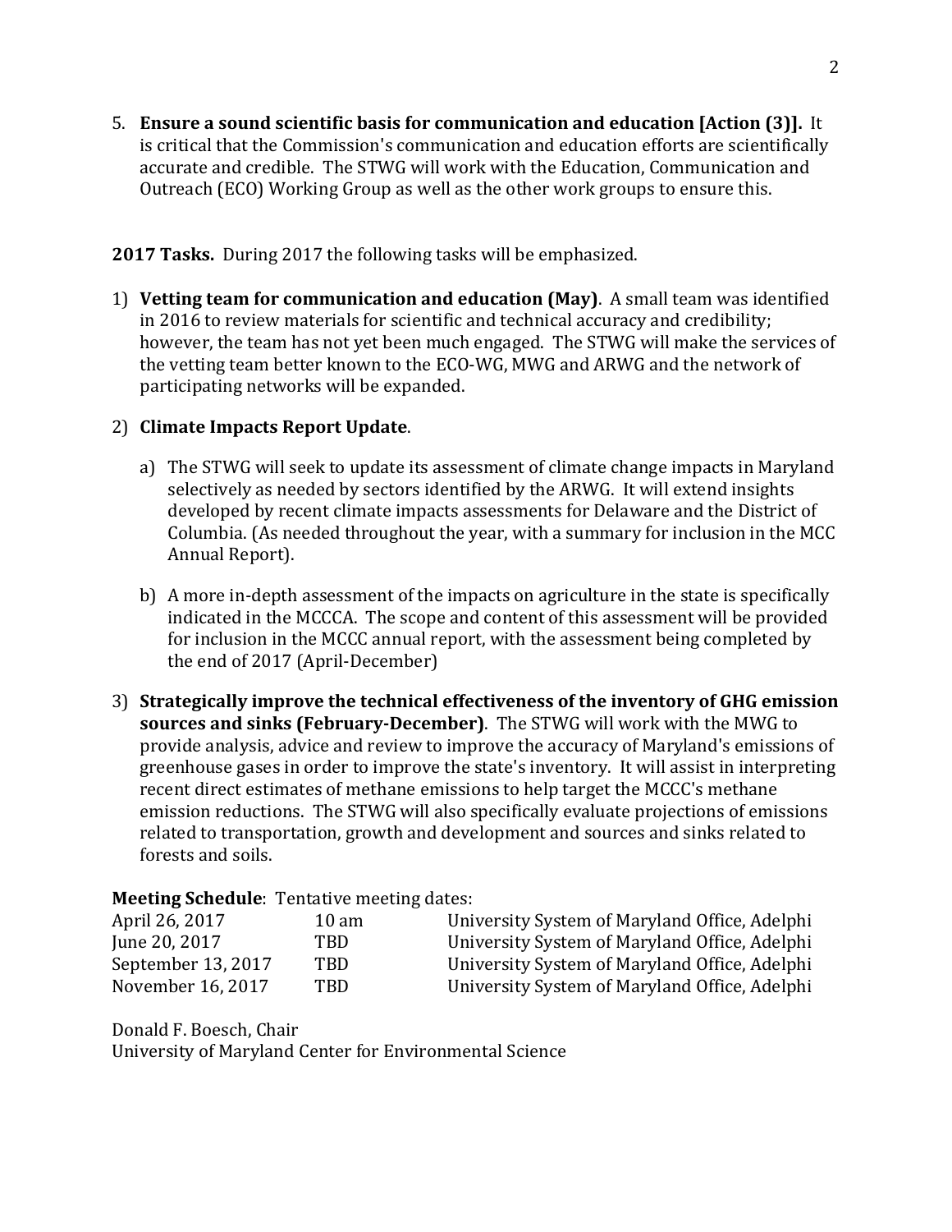5. **Ensure a sound scientific basis for communication and education [Action (3)].** It is critical that the Commission's communication and education efforts are scientifically accurate and credible. The STWG will work with the Education, Communication and Outreach (ECO) Working Group as well as the other work groups to ensure this.

**2017 Tasks.** During 2017 the following tasks will be emphasized.

1) **Vetting team for communication and education (May)**. A small team was identified in 2016 to review materials for scientific and technical accuracy and credibility; however, the team has not yet been much engaged. The STWG will make the services of the vetting team better known to the ECO-WG, MWG and ARWG and the network of participating networks will be expanded.

2) **Climate Impacts Report Update**.

   a) The STWG will seek to update its assessment of climate change impacts in Maryland selectively as needed by sectors identified by the ARWG. It will extend insights developed by recent climate impacts assessments for Delaware and the District of Columbia. (As needed throughout the year, with a summary for inclusion in the MCC Annual Report).

   b) A more in-depth assessment of the impacts on agriculture in the state is specifically indicated in the MCCCA. The scope and content of this assessment will be provided for inclusion in the MCCC annual report, with the assessment being completed by the end of 2017 (April-December)

3) **Strategically improve the technical effectiveness of the inventory of GHG emission sources and sinks (February-December)**. The STWG will work with the MWG to provide analysis, advice and review to improve the accuracy of Maryland's emissions of greenhouse gases in order to improve the state's inventory. It will assist in interpreting recent direct estimates of methane emissions to help target the MCCC's methane emission reductions. The STWG will also specifically evaluate projections of emissions related to transportation, growth and development and sources and sinks related to forests and soils.

**Meeting Schedule**: Tentative meeting dates:

| | | |
|---|---|---|
| April 26, 2017 | 10 am | University System of Maryland Office, Adelphi |
| June 20, 2017 | TBD | University System of Maryland Office, Adelphi |
| September 13, 2017 | TBD | University System of Maryland Office, Adelphi |
| November 16, 2017 | TBD | University System of Maryland Office, Adelphi |

Donald F. Boesch, Chair
University of Maryland Center for Environmental Science